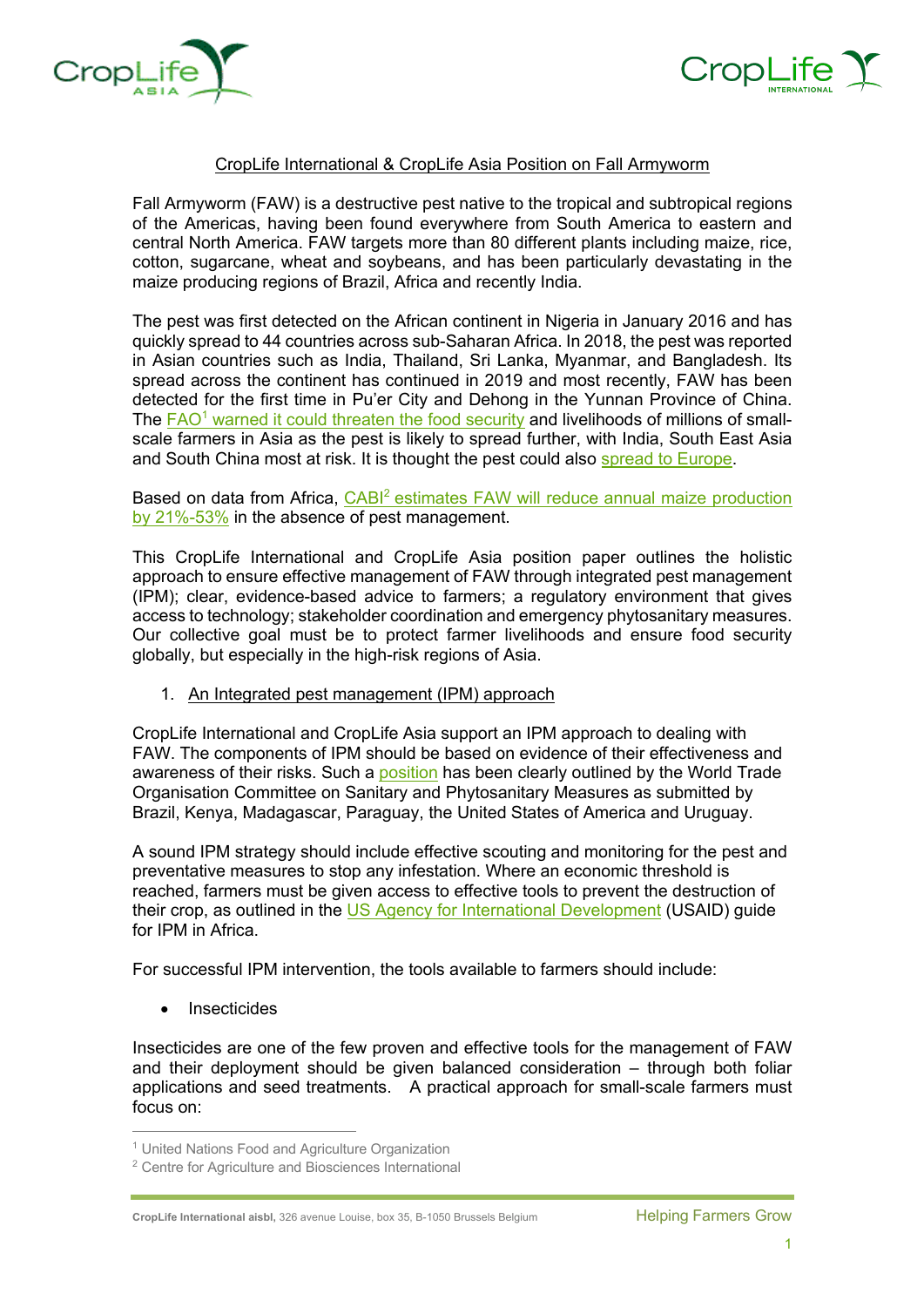# CropLife International & CropLife Asia Position on Fall Armyworm

Fall Armyworm (FAW) is a destructive pest native to the tropical and subtropical regions of the Americas, having been found everywhere from South America to eastern and central North America. FAW targets more than 80 different plants including maize, rice, cotton, sugarcane, wheat and soybeans, and has been particularly devastating in the maize producing regions of Brazil, Africa and recently India.

The pest was first detected on the African continent in Nigeria in January 2016 and has quickly spread to 44 countries across sub-Saharan Africa. In 2018, the pest was reported in Asian countries such as India, Thailand, Sri Lanka, Myanmar, and Bangladesh. Its spread across the continent has continued in 2019 and most recently, FAW has been detected for the first time in Pu'er City and Dehong in the Yunnan Province of China. The FAO[1] warned it could threaten the food security and livelihoods of millions of small-scale farmers in Asia as the pest is likely to spread further, with India, South East Asia and South China most at risk. It is thought the pest could also spread to Europe.

Based on data from Africa, CABI[2] estimates FAW will reduce annual maize production by 21%-53% in the absence of pest management.

This CropLife International and CropLife Asia position paper outlines the holistic approach to ensure effective management of FAW through integrated pest management (IPM); clear, evidence-based advice to farmers; a regulatory environment that gives access to technology; stakeholder coordination and emergency phytosanitary measures. Our collective goal must be to protect farmer livelihoods and ensure food security globally, but especially in the high-risk regions of Asia.

## 1. An Integrated pest management (IPM) approach

CropLife International and CropLife Asia support an IPM approach to dealing with FAW. The components of IPM should be based on evidence of their effectiveness and awareness of their risks. Such a position has been clearly outlined by the World Trade Organisation Committee on Sanitary and Phytosanitary Measures as submitted by Brazil, Kenya, Madagascar, Paraguay, the United States of America and Uruguay.

A sound IPM strategy should include effective scouting and monitoring for the pest and preventative measures to stop any infestation. Where an economic threshold is reached, farmers must be given access to effective tools to prevent the destruction of their crop, as outlined in the US Agency for International Development (USAID) guide for IPM in Africa.

For successful IPM intervention, the tools available to farmers should include:

- Insecticides

Insecticides are one of the few proven and effective tools for the management of FAW and their deployment should be given balanced consideration – through both foliar applications and seed treatments. A practical approach for small-scale farmers must focus on:

[1] United Nations Food and Agriculture Organization

[2] Centre for Agriculture and Biosciences International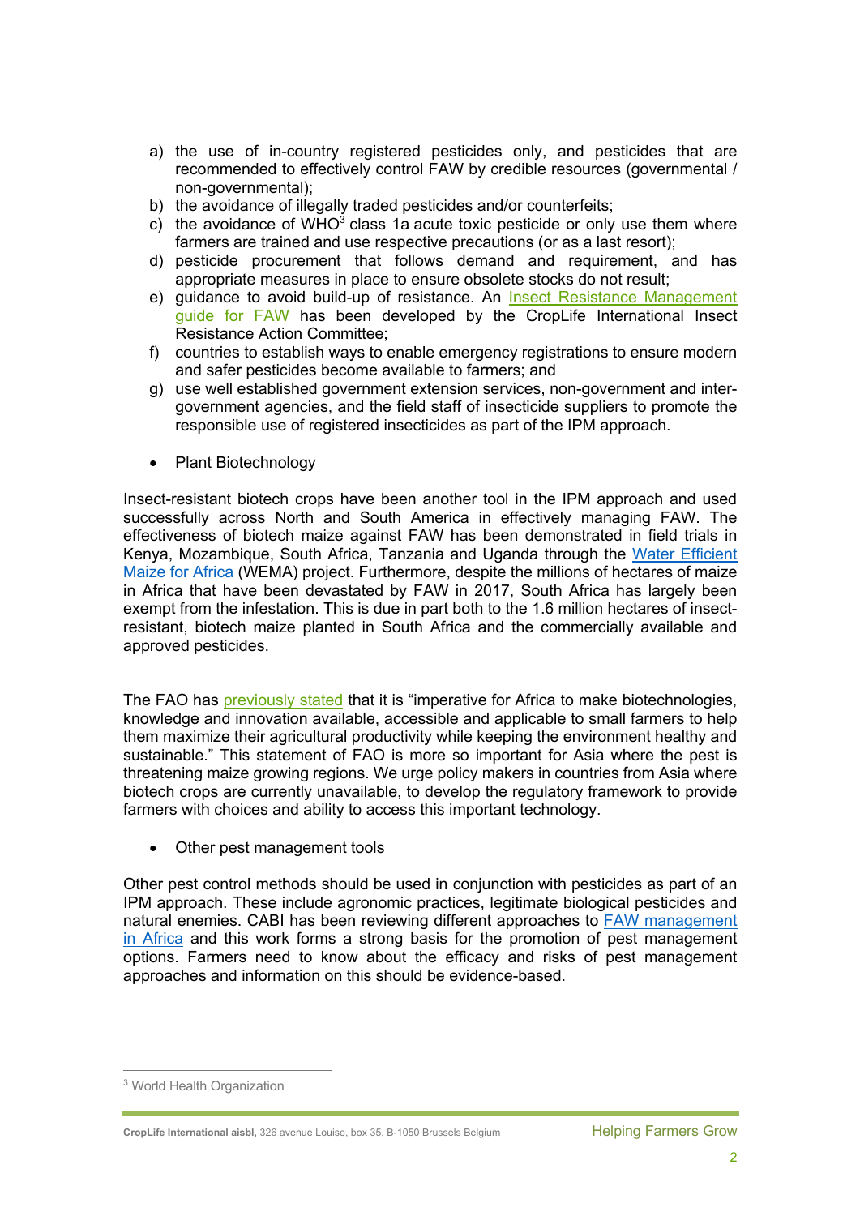a) the use of in-country registered pesticides only, and pesticides that are recommended to effectively control FAW by credible resources (governmental / non-governmental);
b) the avoidance of illegally traded pesticides and/or counterfeits;
c) the avoidance of WHO[3] class 1a acute toxic pesticide or only use them where farmers are trained and use respective precautions (or as a last resort);
d) pesticide procurement that follows demand and requirement, and has appropriate measures in place to ensure obsolete stocks do not result;
e) guidance to avoid build-up of resistance. An Insect Resistance Management guide for FAW has been developed by the CropLife International Insect Resistance Action Committee;
f) countries to establish ways to enable emergency registrations to ensure modern and safer pesticides become available to farmers; and
g) use well established government extension services, non-government and inter-government agencies, and the field staff of insecticide suppliers to promote the responsible use of registered insecticides as part of the IPM approach.

- Plant Biotechnology

Insect-resistant biotech crops have been another tool in the IPM approach and used successfully across North and South America in effectively managing FAW. The effectiveness of biotech maize against FAW has been demonstrated in field trials in Kenya, Mozambique, South Africa, Tanzania and Uganda through the Water Efficient Maize for Africa (WEMA) project. Furthermore, despite the millions of hectares of maize in Africa that have been devastated by FAW in 2017, South Africa has largely been exempt from the infestation. This is due in part both to the 1.6 million hectares of insect-resistant, biotech maize planted in South Africa and the commercially available and approved pesticides.

The FAO has previously stated that it is "imperative for Africa to make biotechnologies, knowledge and innovation available, accessible and applicable to small farmers to help them maximize their agricultural productivity while keeping the environment healthy and sustainable." This statement of FAO is more so important for Asia where the pest is threatening maize growing regions. We urge policy makers in countries from Asia where biotech crops are currently unavailable, to develop the regulatory framework to provide farmers with choices and ability to access this important technology.

- Other pest management tools

Other pest control methods should be used in conjunction with pesticides as part of an IPM approach. These include agronomic practices, legitimate biological pesticides and natural enemies. CABI has been reviewing different approaches to FAW management in Africa and this work forms a strong basis for the promotion of pest management options. Farmers need to know about the efficacy and risks of pest management approaches and information on this should be evidence-based.

[3] World Health Organization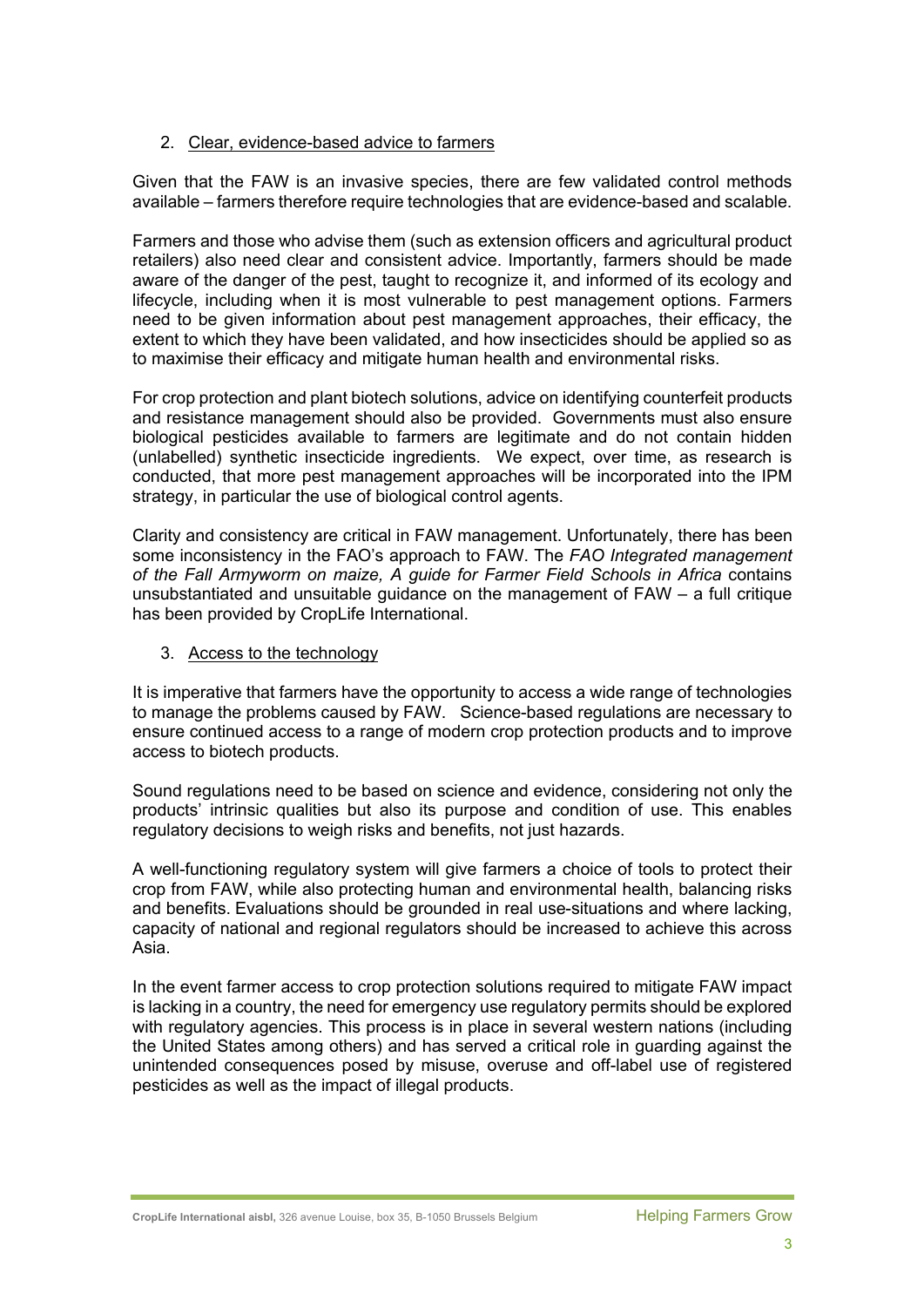2. <u>Clear, evidence-based advice to farmers</u>

Given that the FAW is an invasive species, there are few validated control methods available – farmers therefore require technologies that are evidence-based and scalable.

Farmers and those who advise them (such as extension officers and agricultural product retailers) also need clear and consistent advice. Importantly, farmers should be made aware of the danger of the pest, taught to recognize it, and informed of its ecology and lifecycle, including when it is most vulnerable to pest management options. Farmers need to be given information about pest management approaches, their efficacy, the extent to which they have been validated, and how insecticides should be applied so as to maximise their efficacy and mitigate human health and environmental risks.

For crop protection and plant biotech solutions, advice on identifying counterfeit products and resistance management should also be provided. Governments must also ensure biological pesticides available to farmers are legitimate and do not contain hidden (unlabelled) synthetic insecticide ingredients. We expect, over time, as research is conducted, that more pest management approaches will be incorporated into the IPM strategy, in particular the use of biological control agents.

Clarity and consistency are critical in FAW management. Unfortunately, there has been some inconsistency in the FAO's approach to FAW. The *FAO Integrated management of the Fall Armyworm on maize, A guide for Farmer Field Schools in Africa* contains unsubstantiated and unsuitable guidance on the management of FAW – a full critique has been provided by CropLife International.

3. <u>Access to the technology</u>

It is imperative that farmers have the opportunity to access a wide range of technologies to manage the problems caused by FAW. Science-based regulations are necessary to ensure continued access to a range of modern crop protection products and to improve access to biotech products.

Sound regulations need to be based on science and evidence, considering not only the products' intrinsic qualities but also its purpose and condition of use. This enables regulatory decisions to weigh risks and benefits, not just hazards.

A well-functioning regulatory system will give farmers a choice of tools to protect their crop from FAW, while also protecting human and environmental health, balancing risks and benefits. Evaluations should be grounded in real use-situations and where lacking, capacity of national and regional regulators should be increased to achieve this across Asia.

In the event farmer access to crop protection solutions required to mitigate FAW impact is lacking in a country, the need for emergency use regulatory permits should be explored with regulatory agencies. This process is in place in several western nations (including the United States among others) and has served a critical role in guarding against the unintended consequences posed by misuse, overuse and off-label use of registered pesticides as well as the impact of illegal products.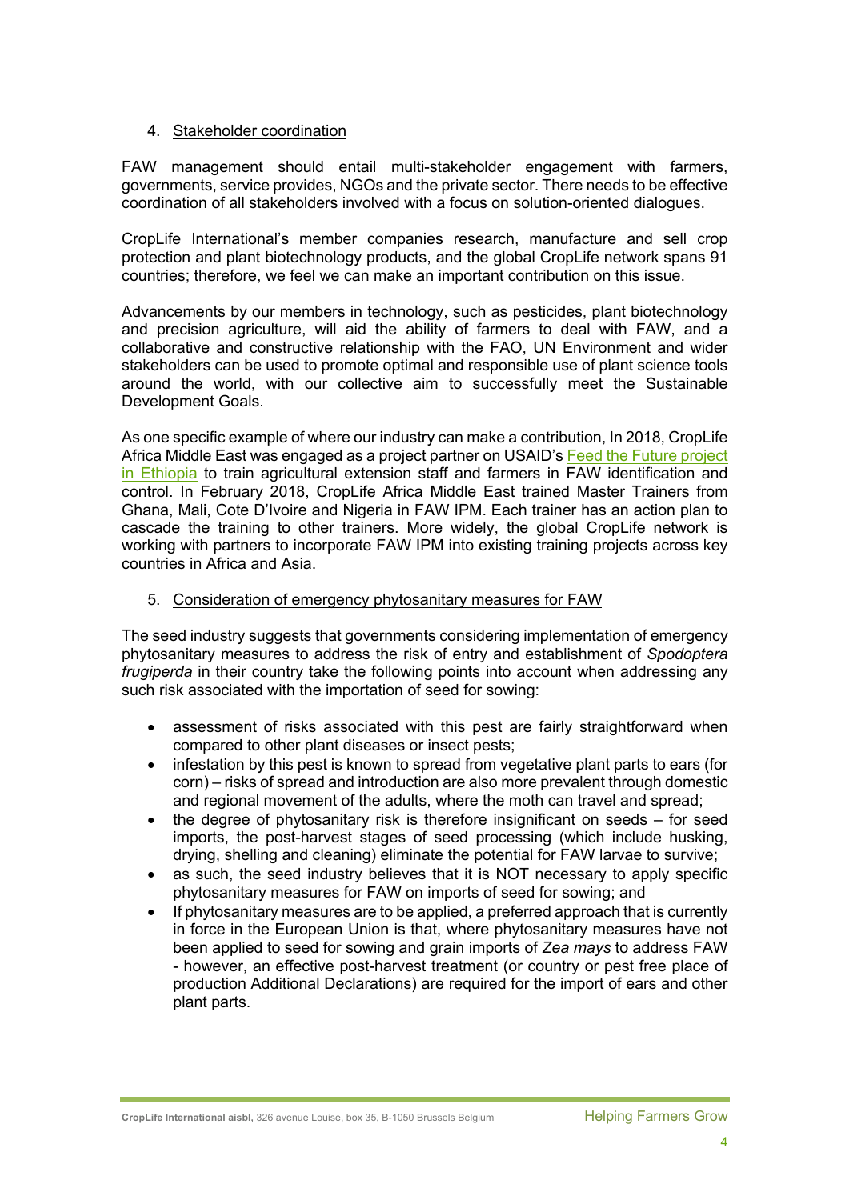4. Stakeholder coordination

FAW management should entail multi-stakeholder engagement with farmers, governments, service provides, NGOs and the private sector. There needs to be effective coordination of all stakeholders involved with a focus on solution-oriented dialogues.

CropLife International's member companies research, manufacture and sell crop protection and plant biotechnology products, and the global CropLife network spans 91 countries; therefore, we feel we can make an important contribution on this issue.

Advancements by our members in technology, such as pesticides, plant biotechnology and precision agriculture, will aid the ability of farmers to deal with FAW, and a collaborative and constructive relationship with the FAO, UN Environment and wider stakeholders can be used to promote optimal and responsible use of plant science tools around the world, with our collective aim to successfully meet the Sustainable Development Goals.

As one specific example of where our industry can make a contribution, In 2018, CropLife Africa Middle East was engaged as a project partner on USAID's Feed the Future project in Ethiopia to train agricultural extension staff and farmers in FAW identification and control. In February 2018, CropLife Africa Middle East trained Master Trainers from Ghana, Mali, Cote D'Ivoire and Nigeria in FAW IPM. Each trainer has an action plan to cascade the training to other trainers. More widely, the global CropLife network is working with partners to incorporate FAW IPM into existing training projects across key countries in Africa and Asia.

5. Consideration of emergency phytosanitary measures for FAW

The seed industry suggests that governments considering implementation of emergency phytosanitary measures to address the risk of entry and establishment of *Spodoptera frugiperda* in their country take the following points into account when addressing any such risk associated with the importation of seed for sowing:

- assessment of risks associated with this pest are fairly straightforward when compared to other plant diseases or insect pests;
- infestation by this pest is known to spread from vegetative plant parts to ears (for corn) – risks of spread and introduction are also more prevalent through domestic and regional movement of the adults, where the moth can travel and spread;
- the degree of phytosanitary risk is therefore insignificant on seeds – for seed imports, the post-harvest stages of seed processing (which include husking, drying, shelling and cleaning) eliminate the potential for FAW larvae to survive;
- as such, the seed industry believes that it is NOT necessary to apply specific phytosanitary measures for FAW on imports of seed for sowing; and
- If phytosanitary measures are to be applied, a preferred approach that is currently in force in the European Union is that, where phytosanitary measures have not been applied to seed for sowing and grain imports of *Zea mays* to address FAW - however, an effective post-harvest treatment (or country or pest free place of production Additional Declarations) are required for the import of ears and other plant parts.